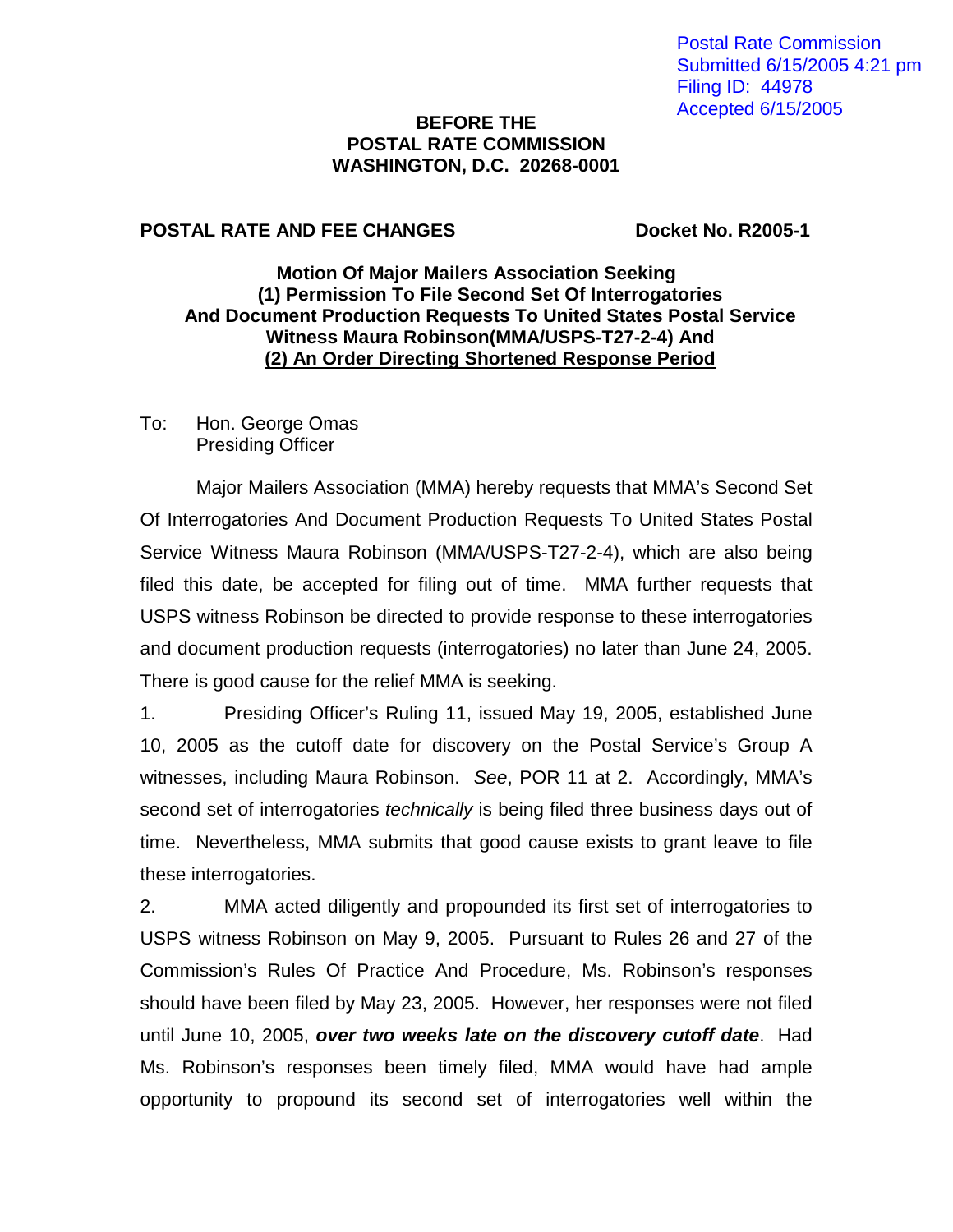Postal Rate Commission
Submitted 6/15/2005 4:21 pm
Filing ID: 44978
Accepted 6/15/2005

**BEFORE THE
POSTAL RATE COMMISSION
WASHINGTON, D.C. 20268-0001**

**POSTAL RATE AND FEE CHANGES** **Docket No. R2005-1**

**Motion Of Major Mailers Association Seeking
(1) Permission To File Second Set Of Interrogatories
And Document Production Requests To United States Postal Service
Witness Maura Robinson(MMA/USPS-T27-2-4) And
(2) An Order Directing Shortened Response Period**

To: Hon. George Omas
Presiding Officer

Major Mailers Association (MMA) hereby requests that MMA's Second Set Of Interrogatories And Document Production Requests To United States Postal Service Witness Maura Robinson (MMA/USPS-T27-2-4), which are also being filed this date, be accepted for filing out of time. MMA further requests that USPS witness Robinson be directed to provide response to these interrogatories and document production requests (interrogatories) no later than June 24, 2005. There is good cause for the relief MMA is seeking.

1. Presiding Officer's Ruling 11, issued May 19, 2005, established June 10, 2005 as the cutoff date for discovery on the Postal Service's Group A witnesses, including Maura Robinson. *See*, POR 11 at 2. Accordingly, MMA's second set of interrogatories *technically* is being filed three business days out of time. Nevertheless, MMA submits that good cause exists to grant leave to file these interrogatories.

2. MMA acted diligently and propounded its first set of interrogatories to USPS witness Robinson on May 9, 2005. Pursuant to Rules 26 and 27 of the Commission's Rules Of Practice And Procedure, Ms. Robinson's responses should have been filed by May 23, 2005. However, her responses were not filed until June 10, 2005, ***over two weeks late on the discovery cutoff date***. Had Ms. Robinson's responses been timely filed, MMA would have had ample opportunity to propound its second set of interrogatories well within the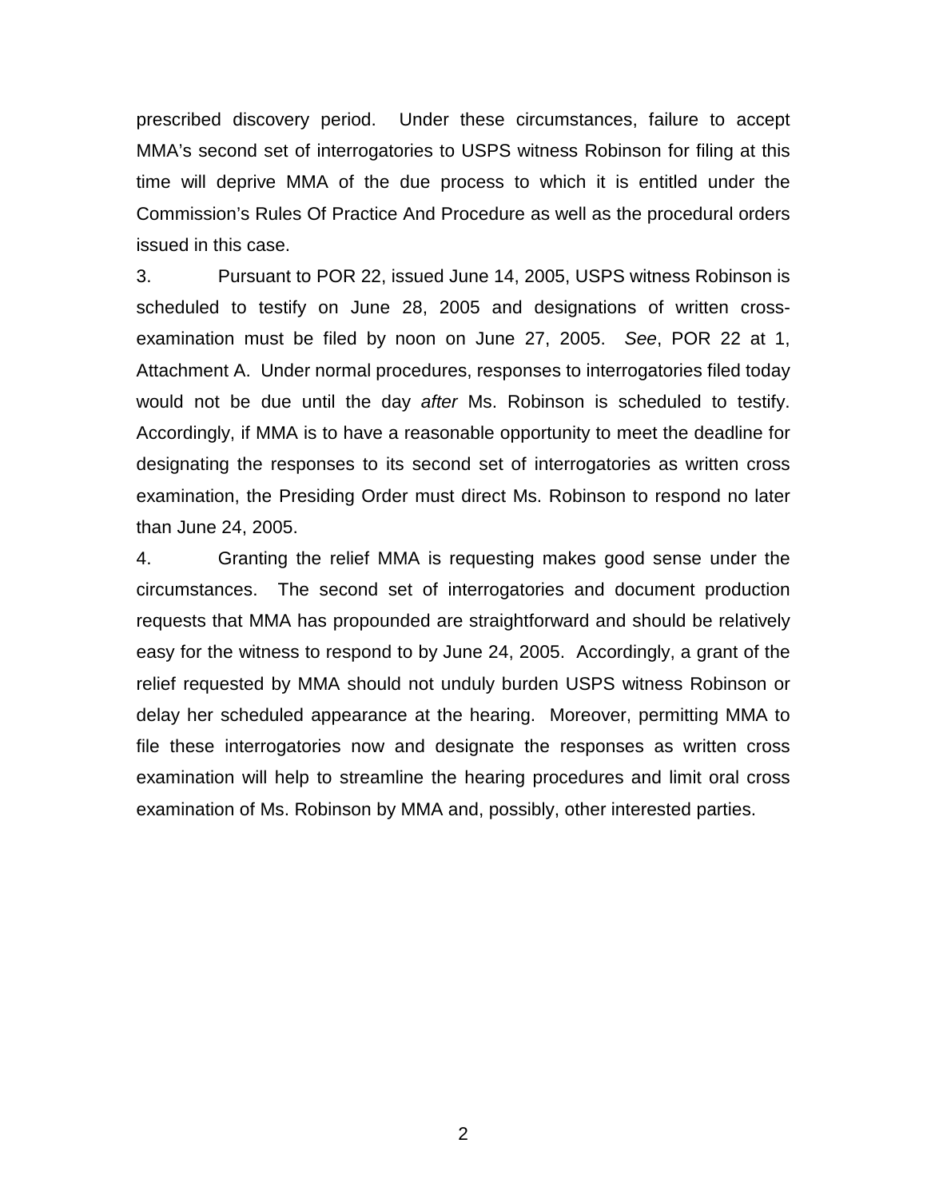prescribed discovery period. Under these circumstances, failure to accept MMA's second set of interrogatories to USPS witness Robinson for filing at this time will deprive MMA of the due process to which it is entitled under the Commission's Rules Of Practice And Procedure as well as the procedural orders issued in this case.

3. Pursuant to POR 22, issued June 14, 2005, USPS witness Robinson is scheduled to testify on June 28, 2005 and designations of written cross-examination must be filed by noon on June 27, 2005. *See*, POR 22 at 1, Attachment A. Under normal procedures, responses to interrogatories filed today would not be due until the day *after* Ms. Robinson is scheduled to testify. Accordingly, if MMA is to have a reasonable opportunity to meet the deadline for designating the responses to its second set of interrogatories as written cross examination, the Presiding Order must direct Ms. Robinson to respond no later than June 24, 2005.

4. Granting the relief MMA is requesting makes good sense under the circumstances. The second set of interrogatories and document production requests that MMA has propounded are straightforward and should be relatively easy for the witness to respond to by June 24, 2005. Accordingly, a grant of the relief requested by MMA should not unduly burden USPS witness Robinson or delay her scheduled appearance at the hearing. Moreover, permitting MMA to file these interrogatories now and designate the responses as written cross examination will help to streamline the hearing procedures and limit oral cross examination of Ms. Robinson by MMA and, possibly, other interested parties.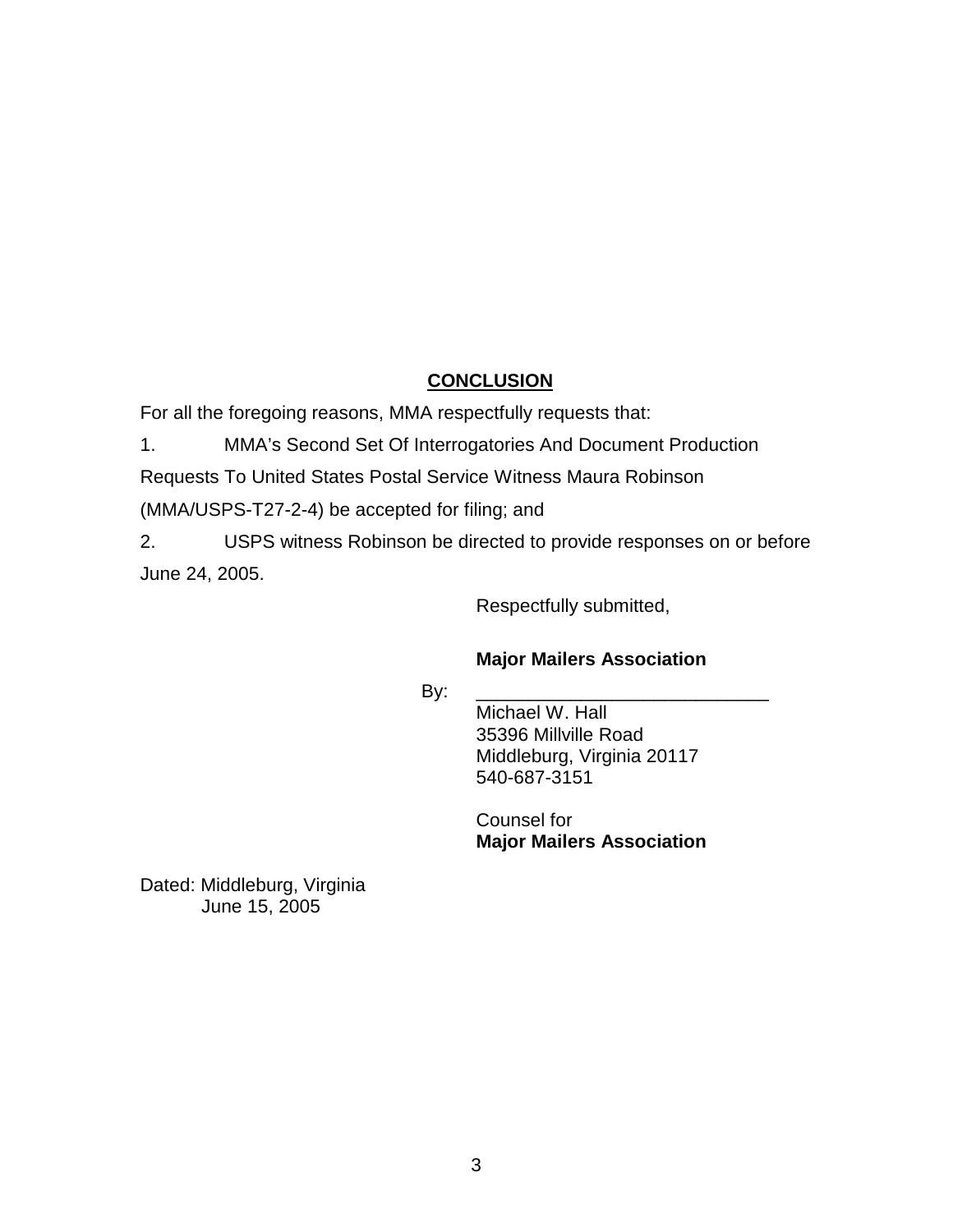## CONCLUSION

For all the foregoing reasons, MMA respectfully requests that:

1. MMA's Second Set Of Interrogatories And Document Production Requests To United States Postal Service Witness Maura Robinson (MMA/USPS-T27-2-4) be accepted for filing; and

2. USPS witness Robinson be directed to provide responses on or before June 24, 2005.

Respectfully submitted,

**Major Mailers Association**

By: ____________________________

Michael W. Hall
35396 Millville Road
Middleburg, Virginia 20117
540-687-3151

Counsel for
**Major Mailers Association**

Dated: Middleburg, Virginia
June 15, 2005